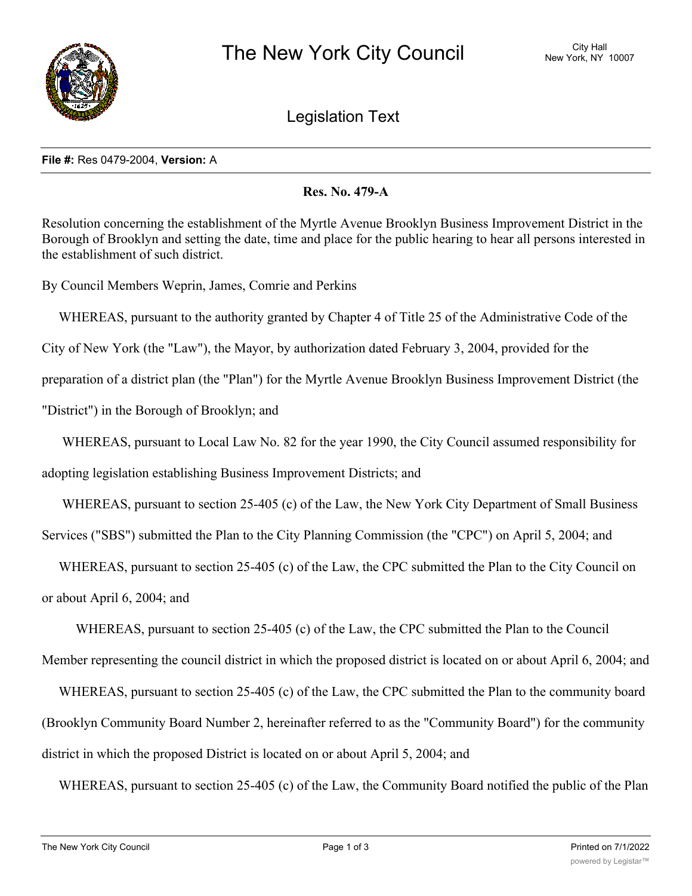**File #:** Res 0479-2004, **Version:** A

**Res. No. 479-A**

Resolution concerning the establishment of the Myrtle Avenue Brooklyn Business Improvement District in the Borough of Brooklyn and setting the date, time and place for the public hearing to hear all persons interested in the establishment of such district.

By Council Members Weprin, James, Comrie and Perkins

WHEREAS, pursuant to the authority granted by Chapter 4 of Title 25 of the Administrative Code of the City of New York (the "Law"), the Mayor, by authorization dated February 3, 2004, provided for the preparation of a district plan (the "Plan") for the Myrtle Avenue Brooklyn Business Improvement District (the "District") in the Borough of Brooklyn; and

WHEREAS, pursuant to Local Law No. 82 for the year 1990, the City Council assumed responsibility for adopting legislation establishing Business Improvement Districts; and

WHEREAS, pursuant to section 25-405 (c) of the Law, the New York City Department of Small Business Services ("SBS") submitted the Plan to the City Planning Commission (the "CPC") on April 5, 2004; and

WHEREAS, pursuant to section 25-405 (c) of the Law, the CPC submitted the Plan to the City Council on or about April 6, 2004; and

WHEREAS, pursuant to section 25-405 (c) of the Law, the CPC submitted the Plan to the Council Member representing the council district in which the proposed district is located on or about April 6, 2004; and

WHEREAS, pursuant to section 25-405 (c) of the Law, the CPC submitted the Plan to the community board (Brooklyn Community Board Number 2, hereinafter referred to as the "Community Board") for the community district in which the proposed District is located on or about April 5, 2004; and

WHEREAS, pursuant to section 25-405 (c) of the Law, the Community Board notified the public of the Plan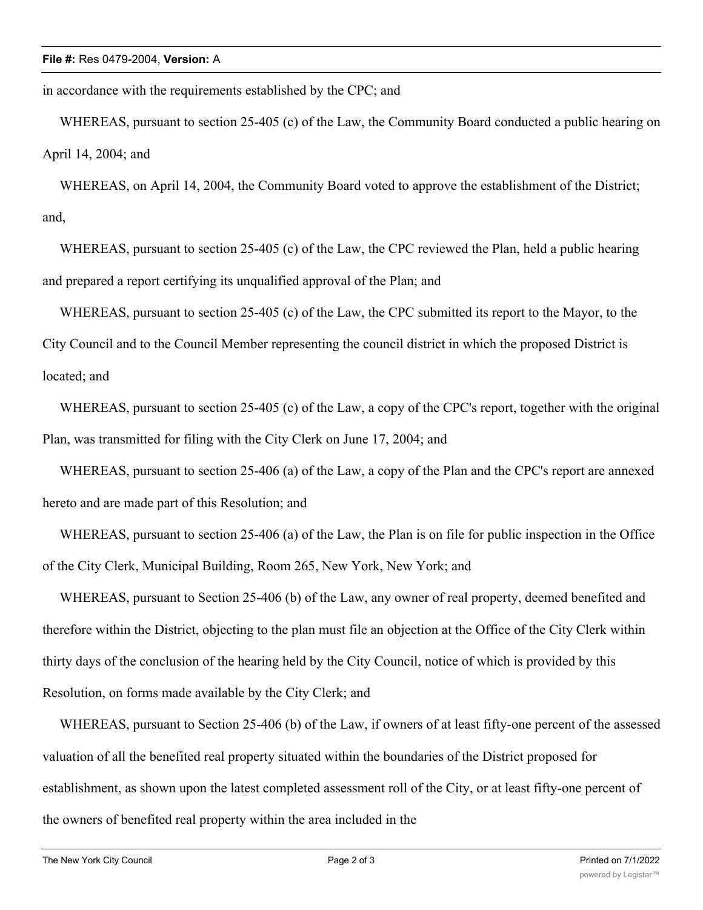in accordance with the requirements established by the CPC; and

WHEREAS, pursuant to section 25-405 (c) of the Law, the Community Board conducted a public hearing on April 14, 2004; and

WHEREAS, on April 14, 2004, the Community Board voted to approve the establishment of the District; and,

WHEREAS, pursuant to section 25-405 (c) of the Law, the CPC reviewed the Plan, held a public hearing and prepared a report certifying its unqualified approval of the Plan; and

WHEREAS, pursuant to section 25-405 (c) of the Law, the CPC submitted its report to the Mayor, to the City Council and to the Council Member representing the council district in which the proposed District is located; and

WHEREAS, pursuant to section 25-405 (c) of the Law, a copy of the CPC's report, together with the original Plan, was transmitted for filing with the City Clerk on June 17, 2004; and

WHEREAS, pursuant to section 25-406 (a) of the Law, a copy of the Plan and the CPC's report are annexed hereto and are made part of this Resolution; and

WHEREAS, pursuant to section 25-406 (a) of the Law, the Plan is on file for public inspection in the Office of the City Clerk, Municipal Building, Room 265, New York, New York; and

WHEREAS, pursuant to Section 25-406 (b) of the Law, any owner of real property, deemed benefited and therefore within the District, objecting to the plan must file an objection at the Office of the City Clerk within thirty days of the conclusion of the hearing held by the City Council, notice of which is provided by this Resolution, on forms made available by the City Clerk; and

WHEREAS, pursuant to Section 25-406 (b) of the Law, if owners of at least fifty-one percent of the assessed valuation of all the benefited real property situated within the boundaries of the District proposed for establishment, as shown upon the latest completed assessment roll of the City, or at least fifty-one percent of the owners of benefited real property within the area included in the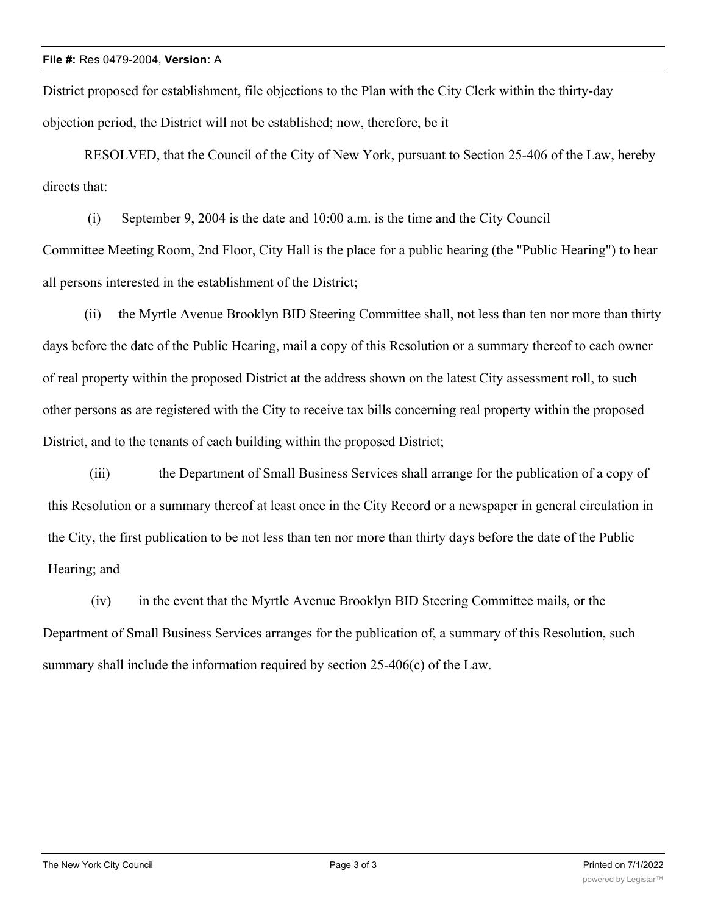District proposed for establishment, file objections to the Plan with the City Clerk within the thirty-day objection period, the District will not be established; now, therefore, be it

RESOLVED, that the Council of the City of New York, pursuant to Section 25-406 of the Law, hereby directs that:

(i) September 9, 2004 is the date and 10:00 a.m. is the time and the City Council Committee Meeting Room, 2nd Floor, City Hall is the place for a public hearing (the "Public Hearing") to hear all persons interested in the establishment of the District;

(ii) the Myrtle Avenue Brooklyn BID Steering Committee shall, not less than ten nor more than thirty days before the date of the Public Hearing, mail a copy of this Resolution or a summary thereof to each owner of real property within the proposed District at the address shown on the latest City assessment roll, to such other persons as are registered with the City to receive tax bills concerning real property within the proposed District, and to the tenants of each building within the proposed District;

(iii) the Department of Small Business Services shall arrange for the publication of a copy of this Resolution or a summary thereof at least once in the City Record or a newspaper in general circulation in the City, the first publication to be not less than ten nor more than thirty days before the date of the Public Hearing; and

(iv) in the event that the Myrtle Avenue Brooklyn BID Steering Committee mails, or the Department of Small Business Services arranges for the publication of, a summary of this Resolution, such summary shall include the information required by section 25-406(c) of the Law.